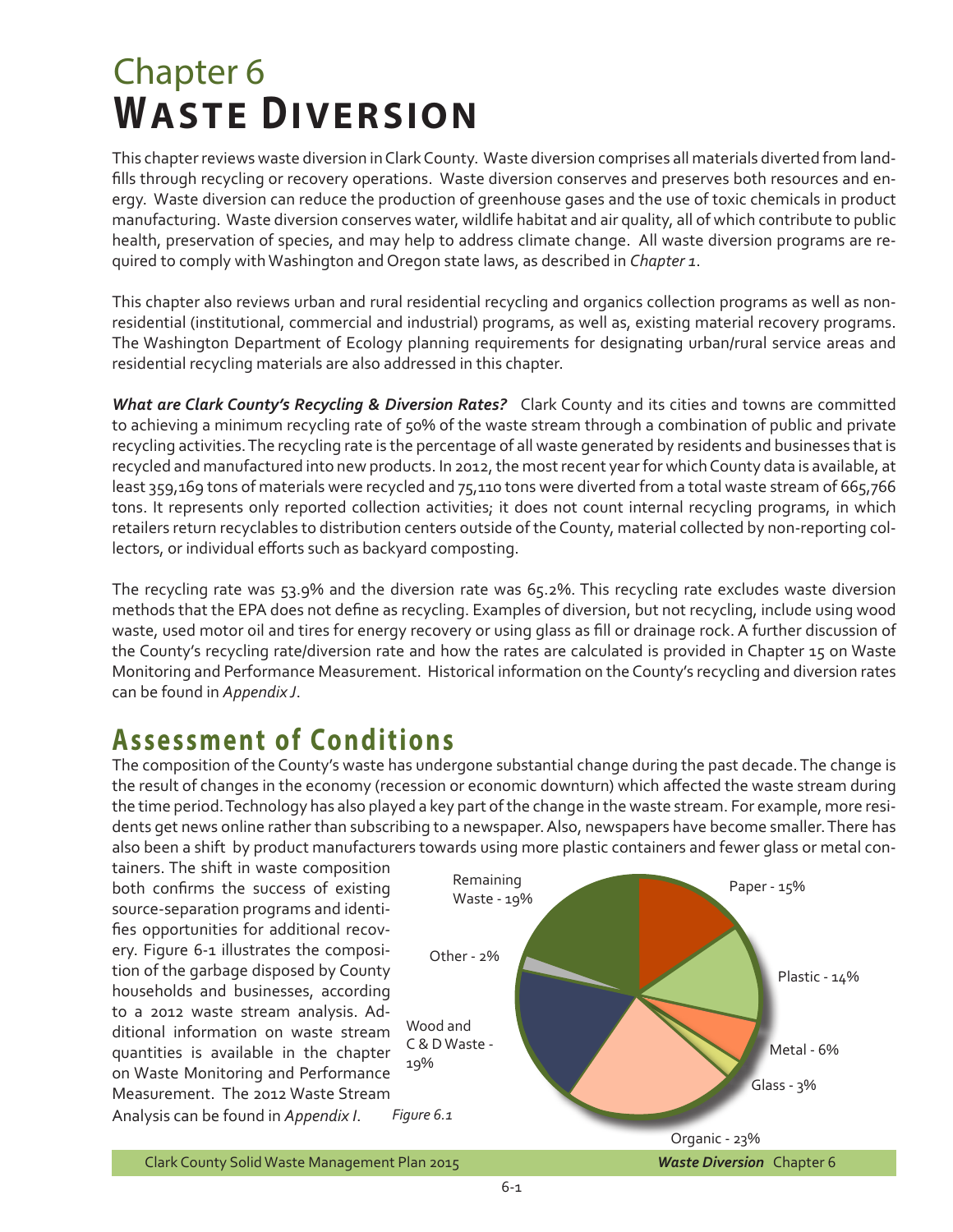# Chapter 6
# Waste Diversion

This chapter reviews waste diversion in Clark County. Waste diversion comprises all materials diverted from landfills through recycling or recovery operations. Waste diversion conserves and preserves both resources and energy. Waste diversion can reduce the production of greenhouse gases and the use of toxic chemicals in product manufacturing. Waste diversion conserves water, wildlife habitat and air quality, all of which contribute to public health, preservation of species, and may help to address climate change. All waste diversion programs are required to comply with Washington and Oregon state laws, as described in *Chapter 1*.

This chapter also reviews urban and rural residential recycling and organics collection programs as well as non-residential (institutional, commercial and industrial) programs, as well as, existing material recovery programs. The Washington Department of Ecology planning requirements for designating urban/rural service areas and residential recycling materials are also addressed in this chapter.

***What are Clark County's Recycling & Diversion Rates?*** Clark County and its cities and towns are committed to achieving a minimum recycling rate of 50% of the waste stream through a combination of public and private recycling activities. The recycling rate is the percentage of all waste generated by residents and businesses that is recycled and manufactured into new products. In 2012, the most recent year for which County data is available, at least 359,169 tons of materials were recycled and 75,110 tons were diverted from a total waste stream of 665,766 tons. It represents only reported collection activities; it does not count internal recycling programs, in which retailers return recyclables to distribution centers outside of the County, material collected by non-reporting collectors, or individual efforts such as backyard composting.

The recycling rate was 53.9% and the diversion rate was 65.2%. This recycling rate excludes waste diversion methods that the EPA does not define as recycling. Examples of diversion, but not recycling, include using wood waste, used motor oil and tires for energy recovery or using glass as fill or drainage rock. A further discussion of the County's recycling rate/diversion rate and how the rates are calculated is provided in Chapter 15 on Waste Monitoring and Performance Measurement. Historical information on the County's recycling and diversion rates can be found in *Appendix J*.

## Assessment of Conditions

The composition of the County's waste has undergone substantial change during the past decade. The change is the result of changes in the economy (recession or economic downturn) which affected the waste stream during the time period. Technology has also played a key part of the change in the waste stream. For example, more residents get news online rather than subscribing to a newspaper. Also, newspapers have become smaller. There has also been a shift by product manufacturers towards using more plastic containers and fewer glass or metal containers. The shift in waste composition both confirms the success of existing source-separation programs and identifies opportunities for additional recovery. Figure 6-1 illustrates the composition of the garbage disposed by County households and businesses, according to a 2012 waste stream analysis. Additional information on waste stream quantities is available in the chapter on Waste Monitoring and Performance Measurement. The 2012 Waste Stream Analysis can be found in *Appendix I*.

| Category | Percent |
|---|---|
| Paper | 15% |
| Plastic | 14% |
| Metal | 6% |
| Glass | 3% |
| Organic | 23% |
| Wood and C & D Waste | 19% |
| Other | 2% |
| Remaining Waste | 19% |

*Figure 6.1*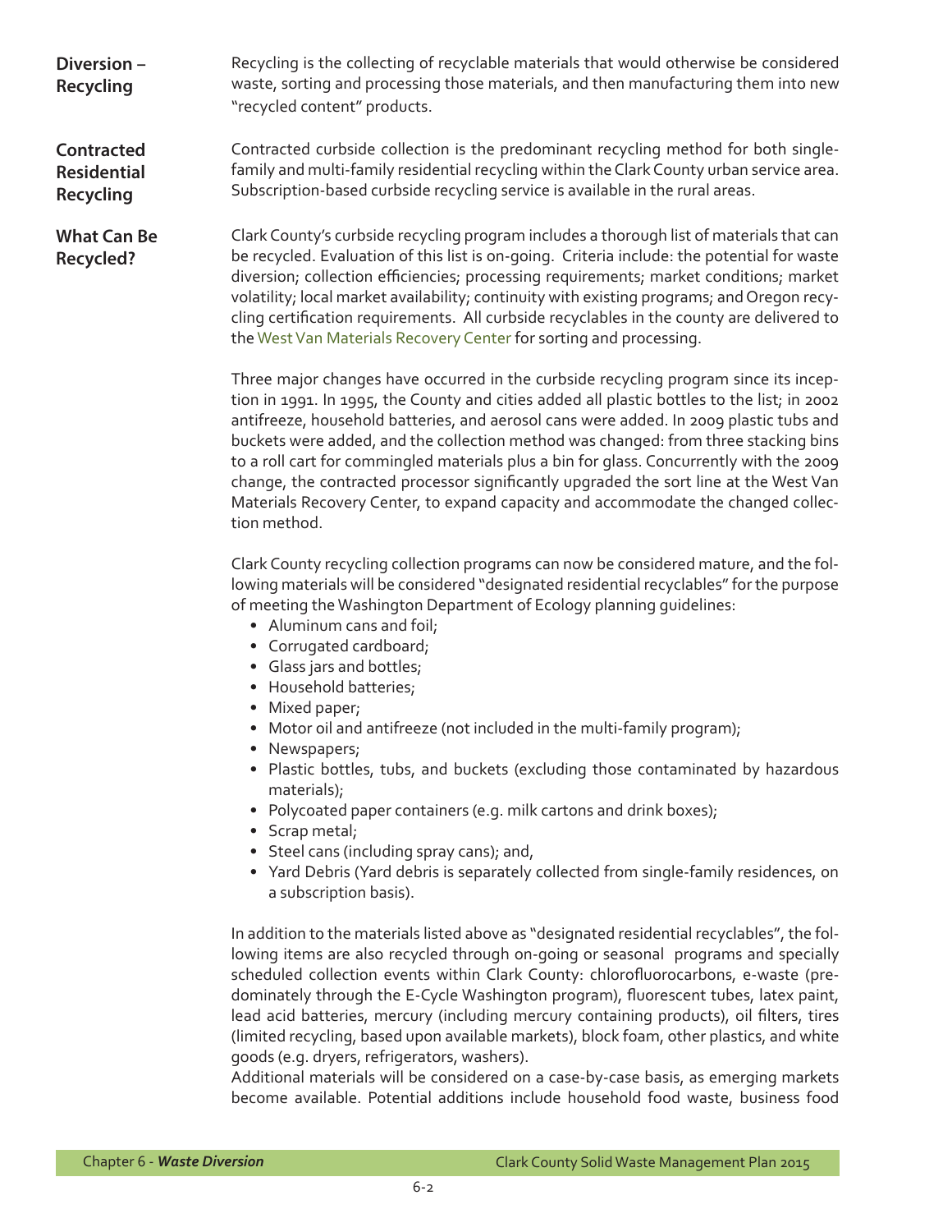## Diversion – Recycling

Recycling is the collecting of recyclable materials that would otherwise be considered waste, sorting and processing those materials, and then manufacturing them into new "recycled content" products.

## Contracted Residential Recycling

Contracted curbside collection is the predominant recycling method for both single-family and multi-family residential recycling within the Clark County urban service area. Subscription-based curbside recycling service is available in the rural areas.

## What Can Be Recycled?

Clark County's curbside recycling program includes a thorough list of materials that can be recycled. Evaluation of this list is on-going. Criteria include: the potential for waste diversion; collection efficiencies; processing requirements; market conditions; market volatility; local market availability; continuity with existing programs; and Oregon recycling certification requirements. All curbside recyclables in the county are delivered to the West Van Materials Recovery Center for sorting and processing.

Three major changes have occurred in the curbside recycling program since its inception in 1991. In 1995, the County and cities added all plastic bottles to the list; in 2002 antifreeze, household batteries, and aerosol cans were added. In 2009 plastic tubs and buckets were added, and the collection method was changed: from three stacking bins to a roll cart for commingled materials plus a bin for glass. Concurrently with the 2009 change, the contracted processor significantly upgraded the sort line at the West Van Materials Recovery Center, to expand capacity and accommodate the changed collection method.

Clark County recycling collection programs can now be considered mature, and the following materials will be considered "designated residential recyclables" for the purpose of meeting the Washington Department of Ecology planning guidelines:

- Aluminum cans and foil;
- Corrugated cardboard;
- Glass jars and bottles;
- Household batteries;
- Mixed paper;
- Motor oil and antifreeze (not included in the multi-family program);
- Newspapers;
- Plastic bottles, tubs, and buckets (excluding those contaminated by hazardous materials);
- Polycoated paper containers (e.g. milk cartons and drink boxes);
- Scrap metal;
- Steel cans (including spray cans); and,
- Yard Debris (Yard debris is separately collected from single-family residences, on a subscription basis).

In addition to the materials listed above as "designated residential recyclables", the following items are also recycled through on-going or seasonal programs and specially scheduled collection events within Clark County: chlorofluorocarbons, e-waste (predominately through the E-Cycle Washington program), fluorescent tubes, latex paint, lead acid batteries, mercury (including mercury containing products), oil filters, tires (limited recycling, based upon available markets), block foam, other plastics, and white goods (e.g. dryers, refrigerators, washers).

Additional materials will be considered on a case-by-case basis, as emerging markets become available. Potential additions include household food waste, business food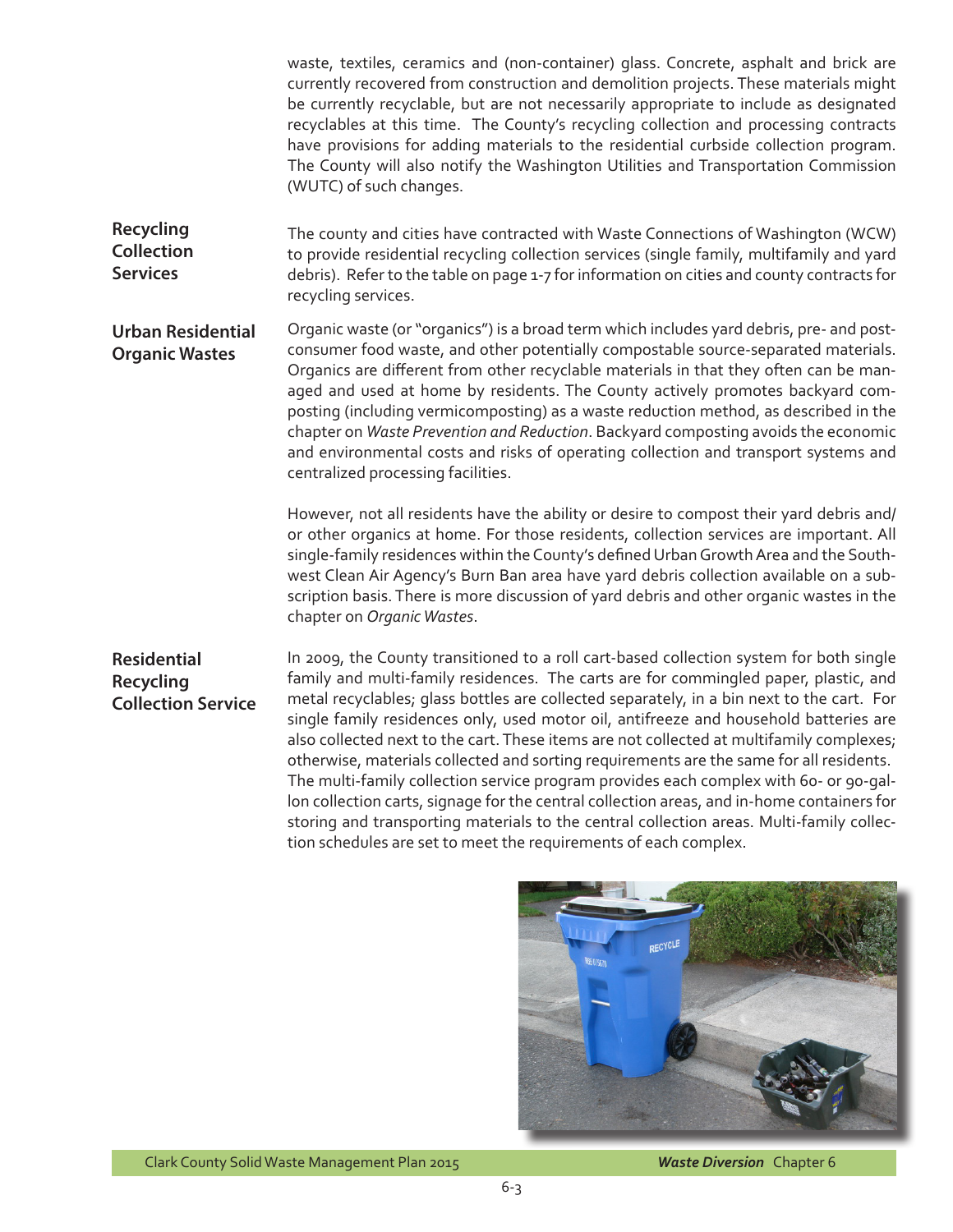waste, textiles, ceramics and (non-container) glass. Concrete, asphalt and brick are currently recovered from construction and demolition projects. These materials might be currently recyclable, but are not necessarily appropriate to include as designated recyclables at this time. The County's recycling collection and processing contracts have provisions for adding materials to the residential curbside collection program. The County will also notify the Washington Utilities and Transportation Commission (WUTC) of such changes.

### Recycling Collection Services

The county and cities have contracted with Waste Connections of Washington (WCW) to provide residential recycling collection services (single family, multifamily and yard debris). Refer to the table on page 1-7 for information on cities and county contracts for recycling services.

### Urban Residential Organic Wastes

Organic waste (or "organics") is a broad term which includes yard debris, pre- and post-consumer food waste, and other potentially compostable source-separated materials. Organics are different from other recyclable materials in that they often can be managed and used at home by residents. The County actively promotes backyard composting (including vermicomposting) as a waste reduction method, as described in the chapter on *Waste Prevention and Reduction*. Backyard composting avoids the economic and environmental costs and risks of operating collection and transport systems and centralized processing facilities.

However, not all residents have the ability or desire to compost their yard debris and/or other organics at home. For those residents, collection services are important. All single-family residences within the County's defined Urban Growth Area and the Southwest Clean Air Agency's Burn Ban area have yard debris collection available on a subscription basis. There is more discussion of yard debris and other organic wastes in the chapter on *Organic Wastes*.

### Residential Recycling Collection Service

In 2009, the County transitioned to a roll cart-based collection system for both single family and multi-family residences. The carts are for commingled paper, plastic, and metal recyclables; glass bottles are collected separately, in a bin next to the cart. For single family residences only, used motor oil, antifreeze and household batteries are also collected next to the cart. These items are not collected at multifamily complexes; otherwise, materials collected and sorting requirements are the same for all residents. The multi-family collection service program provides each complex with 60- or 90-gallon collection carts, signage for the central collection areas, and in-home containers for storing and transporting materials to the central collection areas. Multi-family collection schedules are set to meet the requirements of each complex.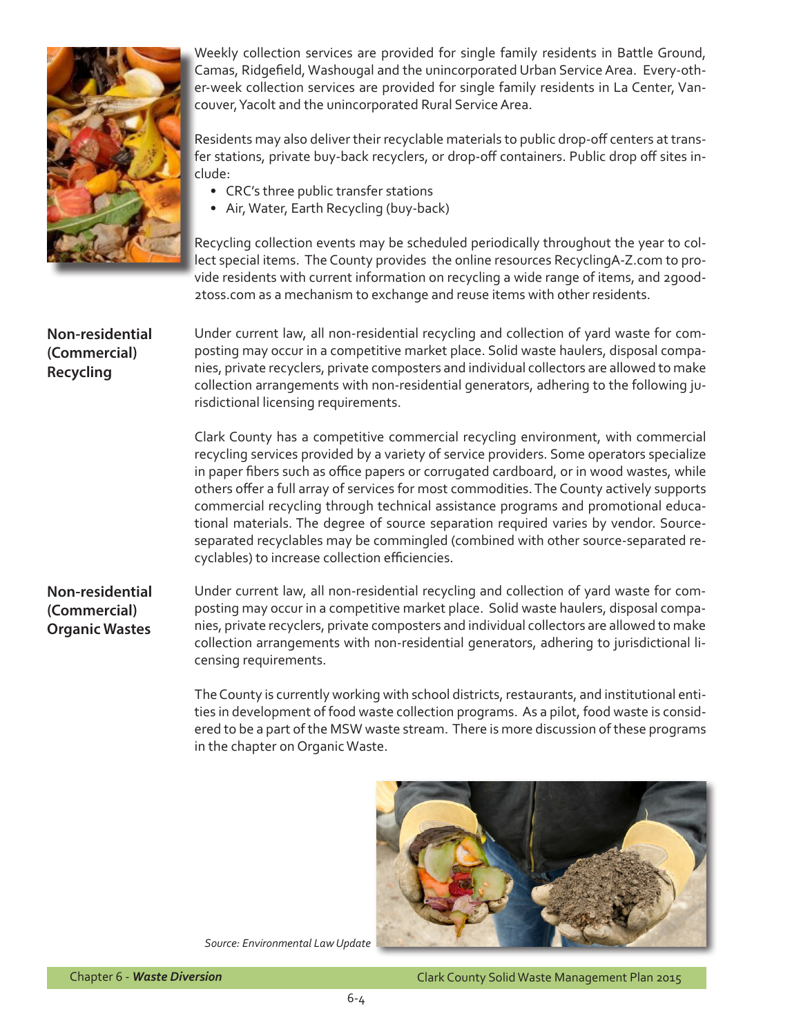Weekly collection services are provided for single family residents in Battle Ground, Camas, Ridgefield, Washougal and the unincorporated Urban Service Area. Every-other-week collection services are provided for single family residents in La Center, Vancouver, Yacolt and the unincorporated Rural Service Area.

Residents may also deliver their recyclable materials to public drop-off centers at transfer stations, private buy-back recyclers, or drop-off containers. Public drop off sites include:

- CRC's three public transfer stations
- Air, Water, Earth Recycling (buy-back)

Recycling collection events may be scheduled periodically throughout the year to collect special items. The County provides the online resources RecyclingA-Z.com to provide residents with current information on recycling a wide range of items, and 2good-2toss.com as a mechanism to exchange and reuse items with other residents.

## Non-residential (Commercial) Recycling

Under current law, all non-residential recycling and collection of yard waste for composting may occur in a competitive market place. Solid waste haulers, disposal companies, private recyclers, private composters and individual collectors are allowed to make collection arrangements with non-residential generators, adhering to the following jurisdictional licensing requirements.

Clark County has a competitive commercial recycling environment, with commercial recycling services provided by a variety of service providers. Some operators specialize in paper fibers such as office papers or corrugated cardboard, or in wood wastes, while others offer a full array of services for most commodities. The County actively supports commercial recycling through technical assistance programs and promotional educational materials. The degree of source separation required varies by vendor. Source-separated recyclables may be commingled (combined with other source-separated recyclables) to increase collection efficiencies.

## Non-residential (Commercial) Organic Wastes

Under current law, all non-residential recycling and collection of yard waste for composting may occur in a competitive market place. Solid waste haulers, disposal companies, private recyclers, private composters and individual collectors are allowed to make collection arrangements with non-residential generators, adhering to jurisdictional licensing requirements.

The County is currently working with school districts, restaurants, and institutional entities in development of food waste collection programs. As a pilot, food waste is considered to be a part of the MSW waste stream. There is more discussion of these programs in the chapter on Organic Waste.

*Source: Environmental Law Update*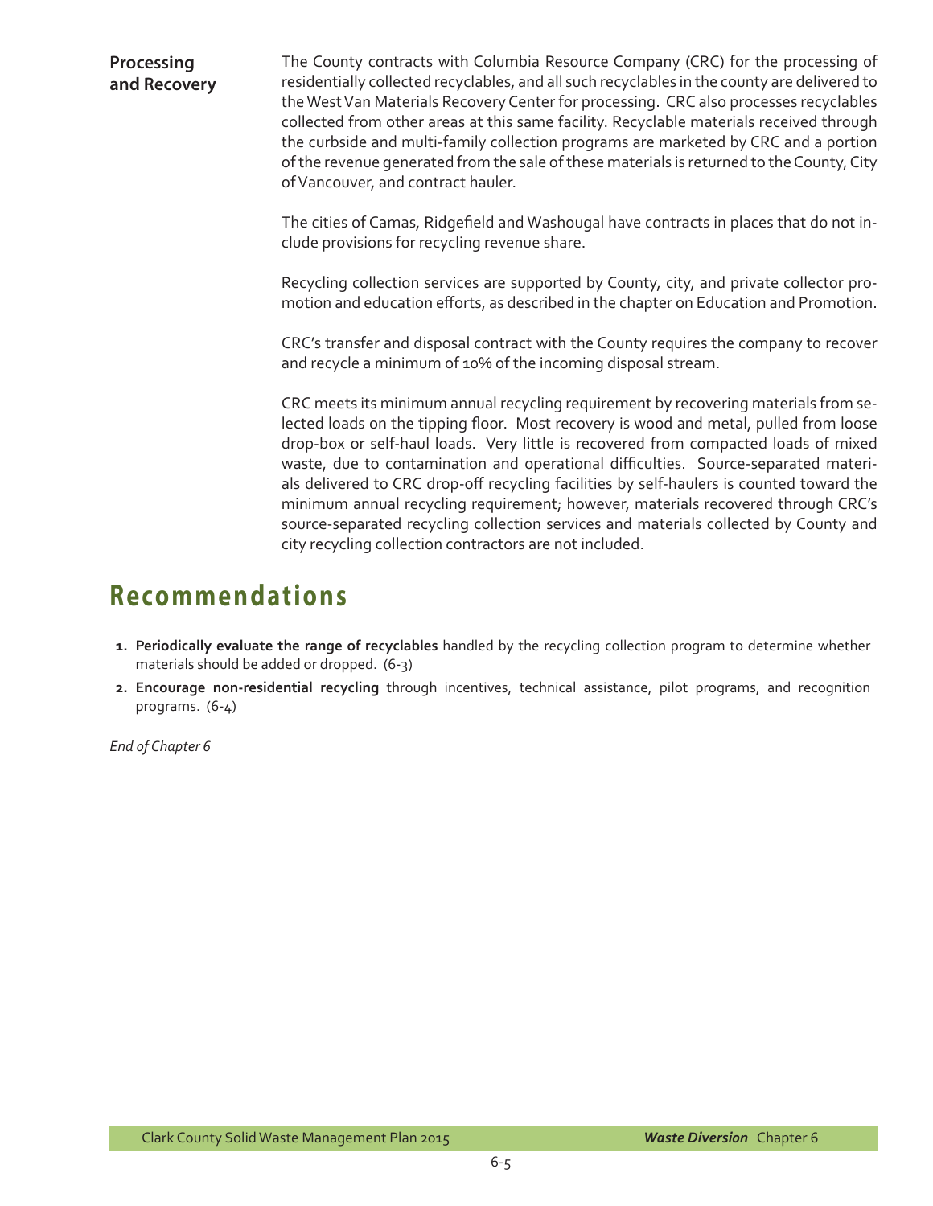**Processing and Recovery**

The County contracts with Columbia Resource Company (CRC) for the processing of residentially collected recyclables, and all such recyclables in the county are delivered to the West Van Materials Recovery Center for processing. CRC also processes recyclables collected from other areas at this same facility. Recyclable materials received through the curbside and multi-family collection programs are marketed by CRC and a portion of the revenue generated from the sale of these materials is returned to the County, City of Vancouver, and contract hauler.

The cities of Camas, Ridgefield and Washougal have contracts in places that do not include provisions for recycling revenue share.

Recycling collection services are supported by County, city, and private collector promotion and education efforts, as described in the chapter on Education and Promotion.

CRC's transfer and disposal contract with the County requires the company to recover and recycle a minimum of 10% of the incoming disposal stream.

CRC meets its minimum annual recycling requirement by recovering materials from selected loads on the tipping floor. Most recovery is wood and metal, pulled from loose drop-box or self-haul loads. Very little is recovered from compacted loads of mixed waste, due to contamination and operational difficulties. Source-separated materials delivered to CRC drop-off recycling facilities by self-haulers is counted toward the minimum annual recycling requirement; however, materials recovered through CRC's source-separated recycling collection services and materials collected by County and city recycling collection contractors are not included.

## Recommendations

1. **Periodically evaluate the range of recyclables** handled by the recycling collection program to determine whether materials should be added or dropped. (6-3)
2. **Encourage non-residential recycling** through incentives, technical assistance, pilot programs, and recognition programs. (6-4)

*End of Chapter 6*